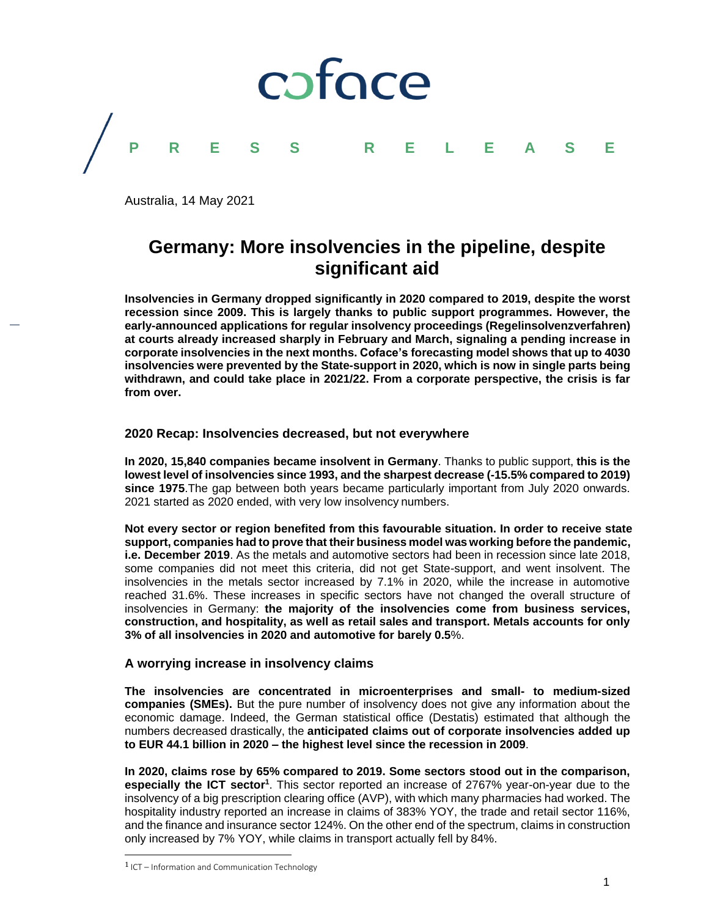coface

PRESS RELEASE

Australia, 14 May 2021

# Germany: More insolvencies in the pipeline, despite significant aid

**Insolvencies in Germany dropped significantly in 2020 compared to 2019, despite the worst recession since 2009. This is largely thanks to public support programmes. However, the early-announced applications for regular insolvency proceedings (Regelinsolvenzverfahren) at courts already increased sharply in February and March, signaling a pending increase in corporate insolvencies in the next months. Coface's forecasting model shows that up to 4030 insolvencies were prevented by the State-support in 2020, which is now in single parts being withdrawn, and could take place in 2021/22. From a corporate perspective, the crisis is far from over.**

## 2020 Recap: Insolvencies decreased, but not everywhere

**In 2020, 15,840 companies became insolvent in Germany**. Thanks to public support, **this is the lowest level of insolvencies since 1993, and the sharpest decrease (-15.5% compared to 2019) since 1975**.The gap between both years became particularly important from July 2020 onwards. 2021 started as 2020 ended, with very low insolvency numbers.

**Not every sector or region benefited from this favourable situation. In order to receive state support, companies had to prove that their business model was working before the pandemic, i.e. December 2019**. As the metals and automotive sectors had been in recession since late 2018, some companies did not meet this criteria, did not get State-support, and went insolvent. The insolvencies in the metals sector increased by 7.1% in 2020, while the increase in automotive reached 31.6%. These increases in specific sectors have not changed the overall structure of insolvencies in Germany: **the majority of the insolvencies come from business services, construction, and hospitality, as well as retail sales and transport. Metals accounts for only 3% of all insolvencies in 2020 and automotive for barely 0.5**%.

## A worrying increase in insolvency claims

**The insolvencies are concentrated in microenterprises and small- to medium-sized companies (SMEs).** But the pure number of insolvency does not give any information about the economic damage. Indeed, the German statistical office (Destatis) estimated that although the numbers decreased drastically, the **anticipated claims out of corporate insolvencies added up to EUR 44.1 billion in 2020 – the highest level since the recession in 2009**.

**In 2020, claims rose by 65% compared to 2019. Some sectors stood out in the comparison, especially the ICT sector[1]**. This sector reported an increase of 2767% year-on-year due to the insolvency of a big prescription clearing office (AVP), with which many pharmacies had worked. The hospitality industry reported an increase in claims of 383% YOY, the trade and retail sector 116%, and the finance and insurance sector 124%. On the other end of the spectrum, claims in construction only increased by 7% YOY, while claims in transport actually fell by 84%.

---

[1] ICT – Information and Communication Technology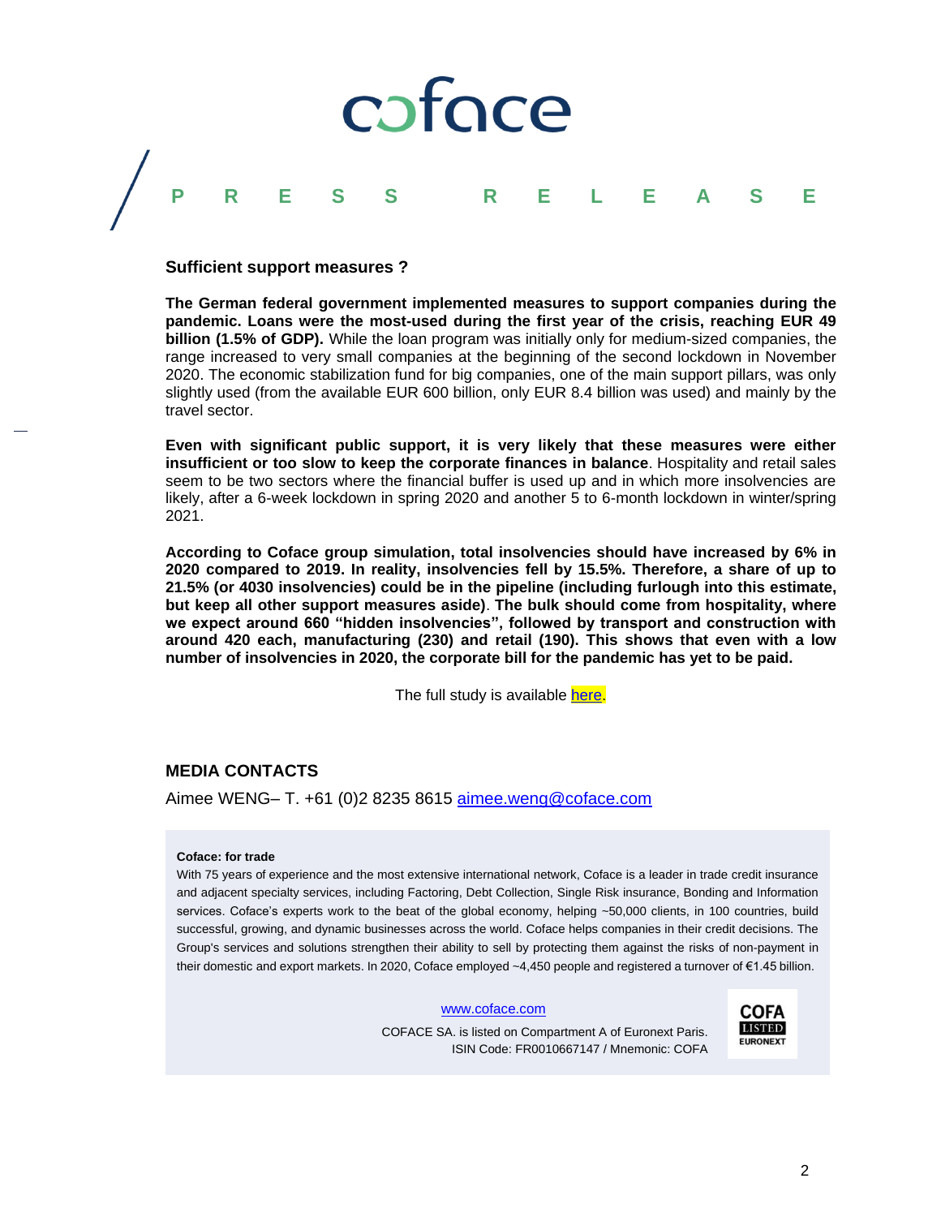coface

PRESS RELEASE

### Sufficient support measures ?

**The German federal government implemented measures to support companies during the pandemic. Loans were the most-used during the first year of the crisis, reaching EUR 49 billion (1.5% of GDP).** While the loan program was initially only for medium-sized companies, the range increased to very small companies at the beginning of the second lockdown in November 2020. The economic stabilization fund for big companies, one of the main support pillars, was only slightly used (from the available EUR 600 billion, only EUR 8.4 billion was used) and mainly by the travel sector.

**Even with significant public support, it is very likely that these measures were either insufficient or too slow to keep the corporate finances in balance**. Hospitality and retail sales seem to be two sectors where the financial buffer is used up and in which more insolvencies are likely, after a 6-week lockdown in spring 2020 and another 5 to 6-month lockdown in winter/spring 2021.

**According to Coface group simulation, total insolvencies should have increased by 6% in 2020 compared to 2019. In reality, insolvencies fell by 15.5%. Therefore, a share of up to 21.5% (or 4030 insolvencies) could be in the pipeline (including furlough into this estimate, but keep all other support measures aside)**. **The bulk should come from hospitality, where we expect around 660 "hidden insolvencies", followed by transport and construction with around 420 each, manufacturing (230) and retail (190). This shows that even with a low number of insolvencies in 2020, the corporate bill for the pandemic has yet to be paid.**

The full study is available here.

### MEDIA CONTACTS

Aimee WENG– T. +61 (0)2 8235 8615 aimee.weng@coface.com

**Coface: for trade**

With 75 years of experience and the most extensive international network, Coface is a leader in trade credit insurance and adjacent specialty services, including Factoring, Debt Collection, Single Risk insurance, Bonding and Information services. Coface's experts work to the beat of the global economy, helping ~50,000 clients, in 100 countries, build successful, growing, and dynamic businesses across the world. Coface helps companies in their credit decisions. The Group's services and solutions strengthen their ability to sell by protecting them against the risks of non-payment in their domestic and export markets. In 2020, Coface employed ~4,450 people and registered a turnover of €1.45 billion.

www.coface.com

COFACE SA. is listed on Compartment A of Euronext Paris.
ISIN Code: FR0010667147 / Mnemonic: COFA

COFA
LISTED
EURONEXT